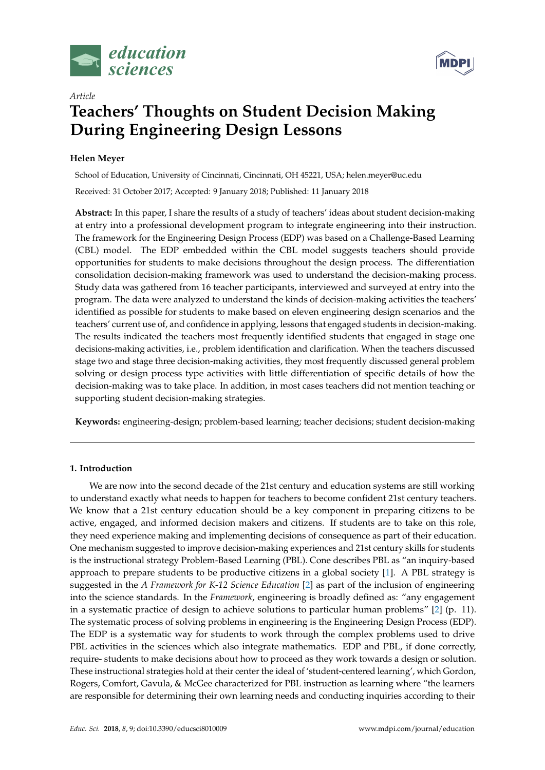*Article*

# Teachers' Thoughts on Student Decision Making During Engineering Design Lessons

**Helen Meyer**

School of Education, University of Cincinnati, Cincinnati, OH 45221, USA; helen.meyer@uc.edu

Received: 31 October 2017; Accepted: 9 January 2018; Published: 11 January 2018

**Abstract:** In this paper, I share the results of a study of teachers' ideas about student decision-making at entry into a professional development program to integrate engineering into their instruction. The framework for the Engineering Design Process (EDP) was based on a Challenge-Based Learning (CBL) model. The EDP embedded within the CBL model suggests teachers should provide opportunities for students to make decisions throughout the design process. The differentiation consolidation decision-making framework was used to understand the decision-making process. Study data was gathered from 16 teacher participants, interviewed and surveyed at entry into the program. The data were analyzed to understand the kinds of decision-making activities the teachers' identified as possible for students to make based on eleven engineering design scenarios and the teachers' current use of, and confidence in applying, lessons that engaged students in decision-making. The results indicated the teachers most frequently identified students that engaged in stage one decisions-making activities, i.e., problem identification and clarification. When the teachers discussed stage two and stage three decision-making activities, they most frequently discussed general problem solving or design process type activities with little differentiation of specific details of how the decision-making was to take place. In addition, in most cases teachers did not mention teaching or supporting student decision-making strategies.

**Keywords:** engineering-design; problem-based learning; teacher decisions; student decision-making

---

## 1. Introduction

We are now into the second decade of the 21st century and education systems are still working to understand exactly what needs to happen for teachers to become confident 21st century teachers. We know that a 21st century education should be a key component in preparing citizens to be active, engaged, and informed decision makers and citizens. If students are to take on this role, they need experience making and implementing decisions of consequence as part of their education. One mechanism suggested to improve decision-making experiences and 21st century skills for students is the instructional strategy Problem-Based Learning (PBL). Cone describes PBL as "an inquiry-based approach to prepare students to be productive citizens in a global society [1]. A PBL strategy is suggested in the *A Framework for K-12 Science Education* [2] as part of the inclusion of engineering into the science standards. In the *Framework*, engineering is broadly defined as: "any engagement in a systematic practice of design to achieve solutions to particular human problems" [2] (p. 11). The systematic process of solving problems in engineering is the Engineering Design Process (EDP). The EDP is a systematic way for students to work through the complex problems used to drive PBL activities in the sciences which also integrate mathematics. EDP and PBL, if done correctly, require- students to make decisions about how to proceed as they work towards a design or solution. These instructional strategies hold at their center the ideal of 'student-centered learning', which Gordon, Rogers, Comfort, Gavula, & McGee characterized for PBL instruction as learning where "the learners are responsible for determining their own learning needs and conducting inquiries according to their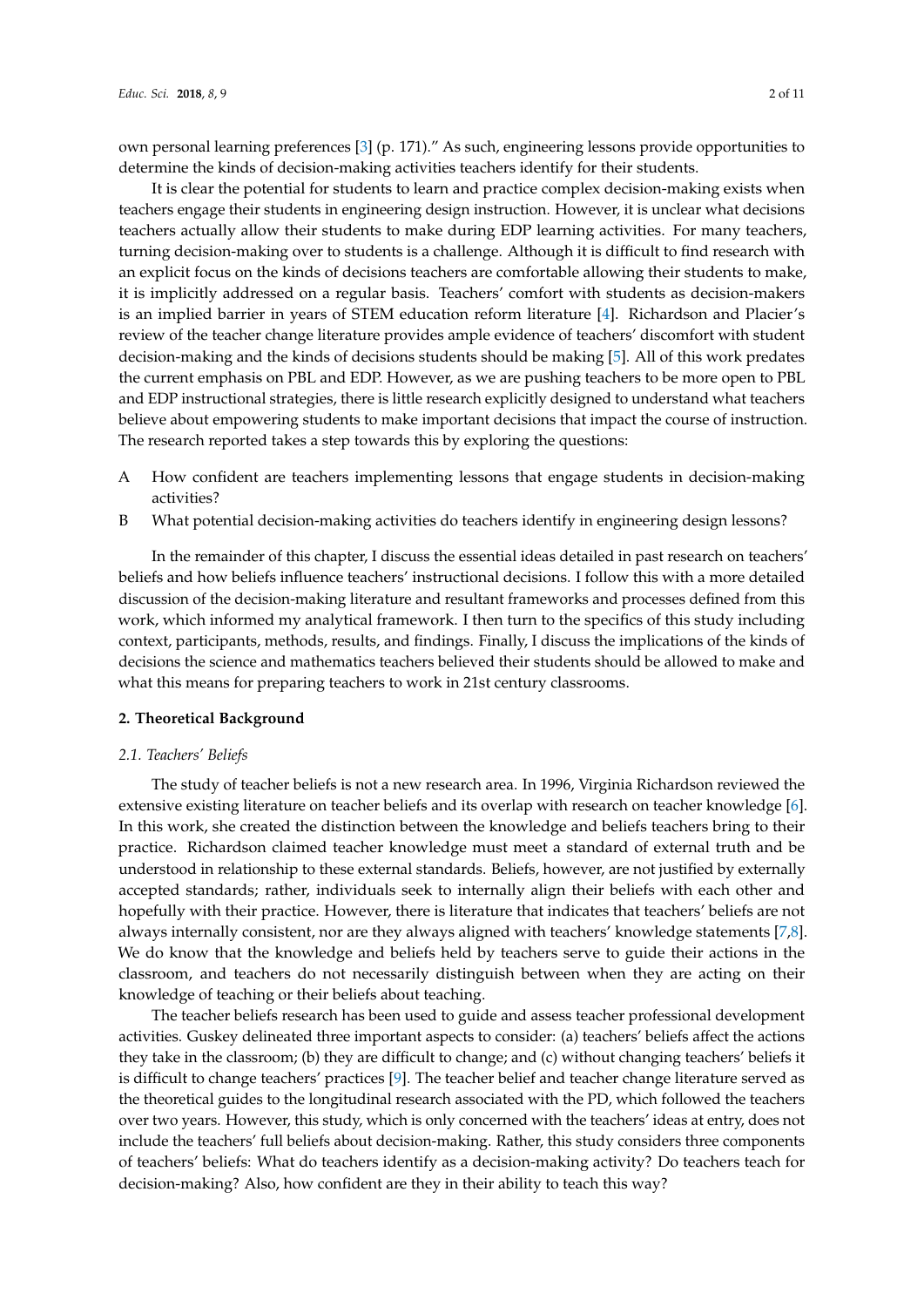own personal learning preferences [3] (p. 171).” As such, engineering lessons provide opportunities to determine the kinds of decision-making activities teachers identify for their students.

It is clear the potential for students to learn and practice complex decision-making exists when teachers engage their students in engineering design instruction. However, it is unclear what decisions teachers actually allow their students to make during EDP learning activities. For many teachers, turning decision-making over to students is a challenge. Although it is difficult to find research with an explicit focus on the kinds of decisions teachers are comfortable allowing their students to make, it is implicitly addressed on a regular basis. Teachers’ comfort with students as decision-makers is an implied barrier in years of STEM education reform literature [4]. Richardson and Placier’s review of the teacher change literature provides ample evidence of teachers’ discomfort with student decision-making and the kinds of decisions students should be making [5]. All of this work predates the current emphasis on PBL and EDP. However, as we are pushing teachers to be more open to PBL and EDP instructional strategies, there is little research explicitly designed to understand what teachers believe about empowering students to make important decisions that impact the course of instruction. The research reported takes a step towards this by exploring the questions:

A How confident are teachers implementing lessons that engage students in decision-making activities?

B What potential decision-making activities do teachers identify in engineering design lessons?

In the remainder of this chapter, I discuss the essential ideas detailed in past research on teachers’ beliefs and how beliefs influence teachers’ instructional decisions. I follow this with a more detailed discussion of the decision-making literature and resultant frameworks and processes defined from this work, which informed my analytical framework. I then turn to the specifics of this study including context, participants, methods, results, and findings. Finally, I discuss the implications of the kinds of decisions the science and mathematics teachers believed their students should be allowed to make and what this means for preparing teachers to work in 21st century classrooms.

## 2. Theoretical Background

### 2.1. Teachers’ Beliefs

The study of teacher beliefs is not a new research area. In 1996, Virginia Richardson reviewed the extensive existing literature on teacher beliefs and its overlap with research on teacher knowledge [6]. In this work, she created the distinction between the knowledge and beliefs teachers bring to their practice. Richardson claimed teacher knowledge must meet a standard of external truth and be understood in relationship to these external standards. Beliefs, however, are not justified by externally accepted standards; rather, individuals seek to internally align their beliefs with each other and hopefully with their practice. However, there is literature that indicates that teachers’ beliefs are not always internally consistent, nor are they always aligned with teachers’ knowledge statements [7,8]. We do know that the knowledge and beliefs held by teachers serve to guide their actions in the classroom, and teachers do not necessarily distinguish between when they are acting on their knowledge of teaching or their beliefs about teaching.

The teacher beliefs research has been used to guide and assess teacher professional development activities. Guskey delineated three important aspects to consider: (a) teachers’ beliefs affect the actions they take in the classroom; (b) they are difficult to change; and (c) without changing teachers’ beliefs it is difficult to change teachers’ practices [9]. The teacher belief and teacher change literature served as the theoretical guides to the longitudinal research associated with the PD, which followed the teachers over two years. However, this study, which is only concerned with the teachers’ ideas at entry, does not include the teachers’ full beliefs about decision-making. Rather, this study considers three components of teachers’ beliefs: What do teachers identify as a decision-making activity? Do teachers teach for decision-making? Also, how confident are they in their ability to teach this way?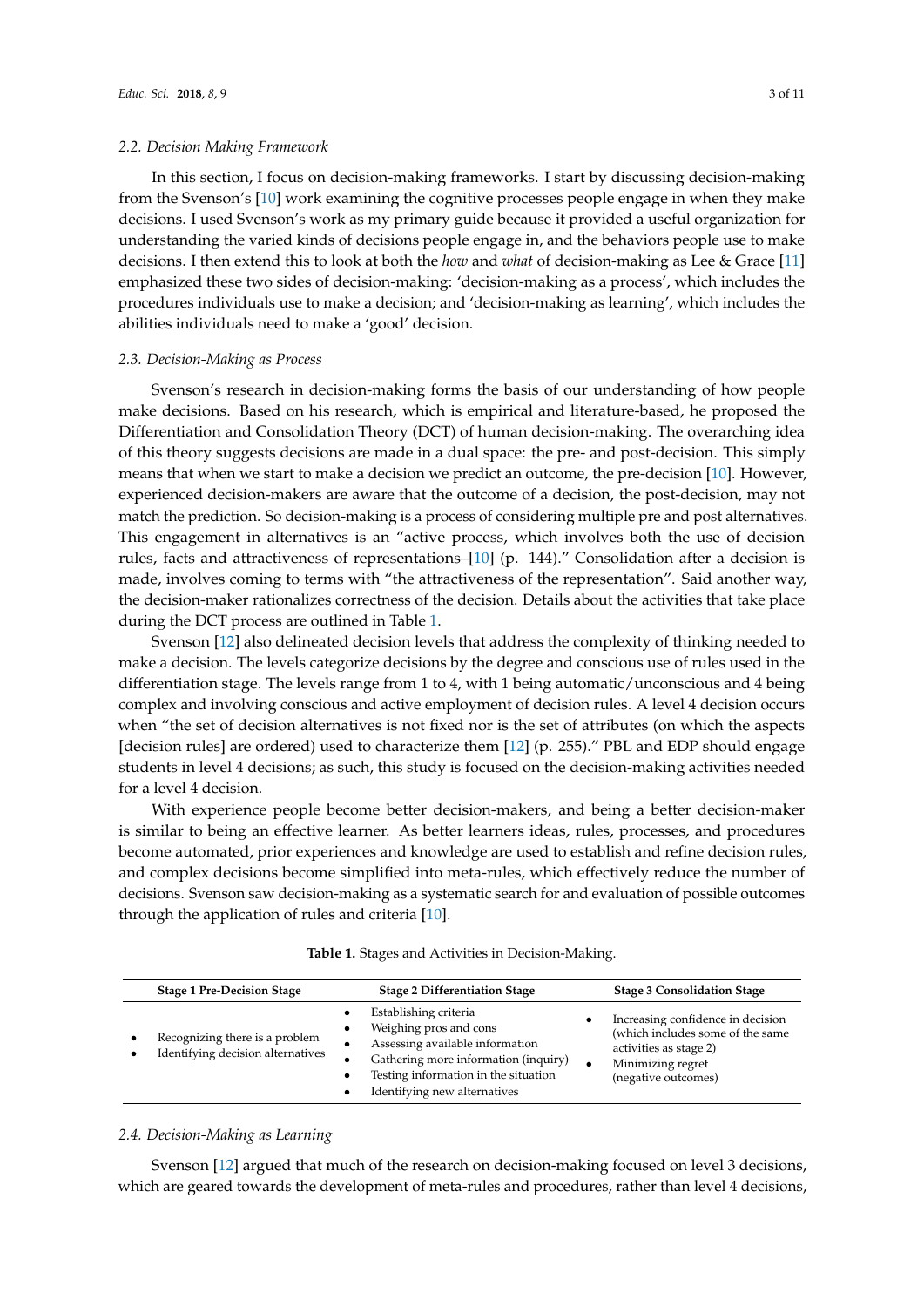### 2.2. Decision Making Framework

In this section, I focus on decision-making frameworks. I start by discussing decision-making from the Svenson's [10] work examining the cognitive processes people engage in when they make decisions. I used Svenson's work as my primary guide because it provided a useful organization for understanding the varied kinds of decisions people engage in, and the behaviors people use to make decisions. I then extend this to look at both the *how* and *what* of decision-making as Lee & Grace [11] emphasized these two sides of decision-making: 'decision-making as a process', which includes the procedures individuals use to make a decision; and 'decision-making as learning', which includes the abilities individuals need to make a 'good' decision.

### 2.3. Decision-Making as Process

Svenson's research in decision-making forms the basis of our understanding of how people make decisions. Based on his research, which is empirical and literature-based, he proposed the Differentiation and Consolidation Theory (DCT) of human decision-making. The overarching idea of this theory suggests decisions are made in a dual space: the pre- and post-decision. This simply means that when we start to make a decision we predict an outcome, the pre-decision [10]. However, experienced decision-makers are aware that the outcome of a decision, the post-decision, may not match the prediction. So decision-making is a process of considering multiple pre and post alternatives. This engagement in alternatives is an "active process, which involves both the use of decision rules, facts and attractiveness of representations–[10] (p. 144)." Consolidation after a decision is made, involves coming to terms with "the attractiveness of the representation". Said another way, the decision-maker rationalizes correctness of the decision. Details about the activities that take place during the DCT process are outlined in Table 1.

Svenson [12] also delineated decision levels that address the complexity of thinking needed to make a decision. The levels categorize decisions by the degree and conscious use of rules used in the differentiation stage. The levels range from 1 to 4, with 1 being automatic/unconscious and 4 being complex and involving conscious and active employment of decision rules. A level 4 decision occurs when "the set of decision alternatives is not fixed nor is the set of attributes (on which the aspects [decision rules] are ordered) used to characterize them [12] (p. 255)." PBL and EDP should engage students in level 4 decisions; as such, this study is focused on the decision-making activities needed for a level 4 decision.

With experience people become better decision-makers, and being a better decision-maker is similar to being an effective learner. As better learners ideas, rules, processes, and procedures become automated, prior experiences and knowledge are used to establish and refine decision rules, and complex decisions become simplified into meta-rules, which effectively reduce the number of decisions. Svenson saw decision-making as a systematic search for and evaluation of possible outcomes through the application of rules and criteria [10].

**Table 1.** Stages and Activities in Decision-Making.

| Stage 1 Pre-Decision Stage | Stage 2 Differentiation Stage | Stage 3 Consolidation Stage |
|---|---|---|
| • Recognizing there is a problem<br>• Identifying decision alternatives | • Establishing criteria<br>• Weighing pros and cons<br>• Assessing available information<br>• Gathering more information (inquiry)<br>• Testing information in the situation<br>• Identifying new alternatives | • Increasing confidence in decision (which includes some of the same activities as stage 2)<br>• Minimizing regret (negative outcomes) |

### 2.4. Decision-Making as Learning

Svenson [12] argued that much of the research on decision-making focused on level 3 decisions, which are geared towards the development of meta-rules and procedures, rather than level 4 decisions,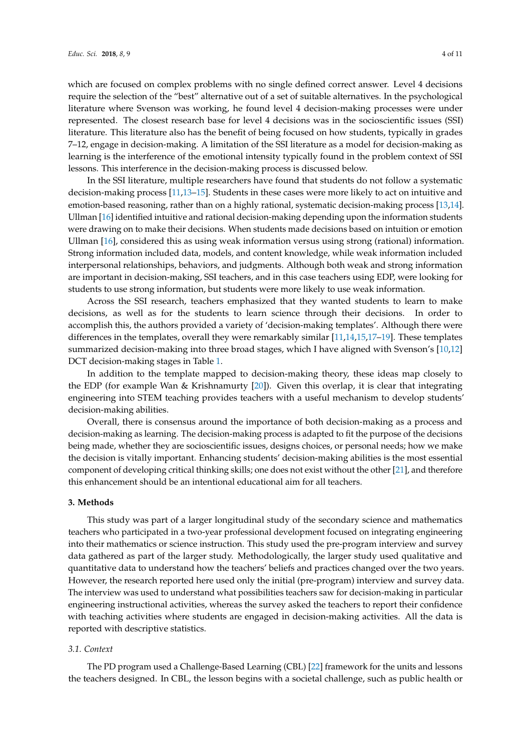which are focused on complex problems with no single defined correct answer. Level 4 decisions require the selection of the "best" alternative out of a set of suitable alternatives. In the psychological literature where Svenson was working, he found level 4 decision-making processes were under represented. The closest research base for level 4 decisions was in the socioscientific issues (SSI) literature. This literature also has the benefit of being focused on how students, typically in grades 7–12, engage in decision-making. A limitation of the SSI literature as a model for decision-making as learning is the interference of the emotional intensity typically found in the problem context of SSI lessons. This interference in the decision-making process is discussed below.

In the SSI literature, multiple researchers have found that students do not follow a systematic decision-making process [11,13–15]. Students in these cases were more likely to act on intuitive and emotion-based reasoning, rather than on a highly rational, systematic decision-making process [13,14]. Ullman [16] identified intuitive and rational decision-making depending upon the information students were drawing on to make their decisions. When students made decisions based on intuition or emotion Ullman [16], considered this as using weak information versus using strong (rational) information. Strong information included data, models, and content knowledge, while weak information included interpersonal relationships, behaviors, and judgments. Although both weak and strong information are important in decision-making, SSI teachers, and in this case teachers using EDP, were looking for students to use strong information, but students were more likely to use weak information.

Across the SSI research, teachers emphasized that they wanted students to learn to make decisions, as well as for the students to learn science through their decisions. In order to accomplish this, the authors provided a variety of 'decision-making templates'. Although there were differences in the templates, overall they were remarkably similar [11,14,15,17–19]. These templates summarized decision-making into three broad stages, which I have aligned with Svenson's [10,12] DCT decision-making stages in Table 1.

In addition to the template mapped to decision-making theory, these ideas map closely to the EDP (for example Wan & Krishnamurty [20]). Given this overlap, it is clear that integrating engineering into STEM teaching provides teachers with a useful mechanism to develop students' decision-making abilities.

Overall, there is consensus around the importance of both decision-making as a process and decision-making as learning. The decision-making process is adapted to fit the purpose of the decisions being made, whether they are socioscientific issues, designs choices, or personal needs; how we make the decision is vitally important. Enhancing students' decision-making abilities is the most essential component of developing critical thinking skills; one does not exist without the other [21], and therefore this enhancement should be an intentional educational aim for all teachers.

## 3. Methods

This study was part of a larger longitudinal study of the secondary science and mathematics teachers who participated in a two-year professional development focused on integrating engineering into their mathematics or science instruction. This study used the pre-program interview and survey data gathered as part of the larger study. Methodologically, the larger study used qualitative and quantitative data to understand how the teachers' beliefs and practices changed over the two years. However, the research reported here used only the initial (pre-program) interview and survey data. The interview was used to understand what possibilities teachers saw for decision-making in particular engineering instructional activities, whereas the survey asked the teachers to report their confidence with teaching activities where students are engaged in decision-making activities. All the data is reported with descriptive statistics.

### *3.1. Context*

The PD program used a Challenge-Based Learning (CBL) [22] framework for the units and lessons the teachers designed. In CBL, the lesson begins with a societal challenge, such as public health or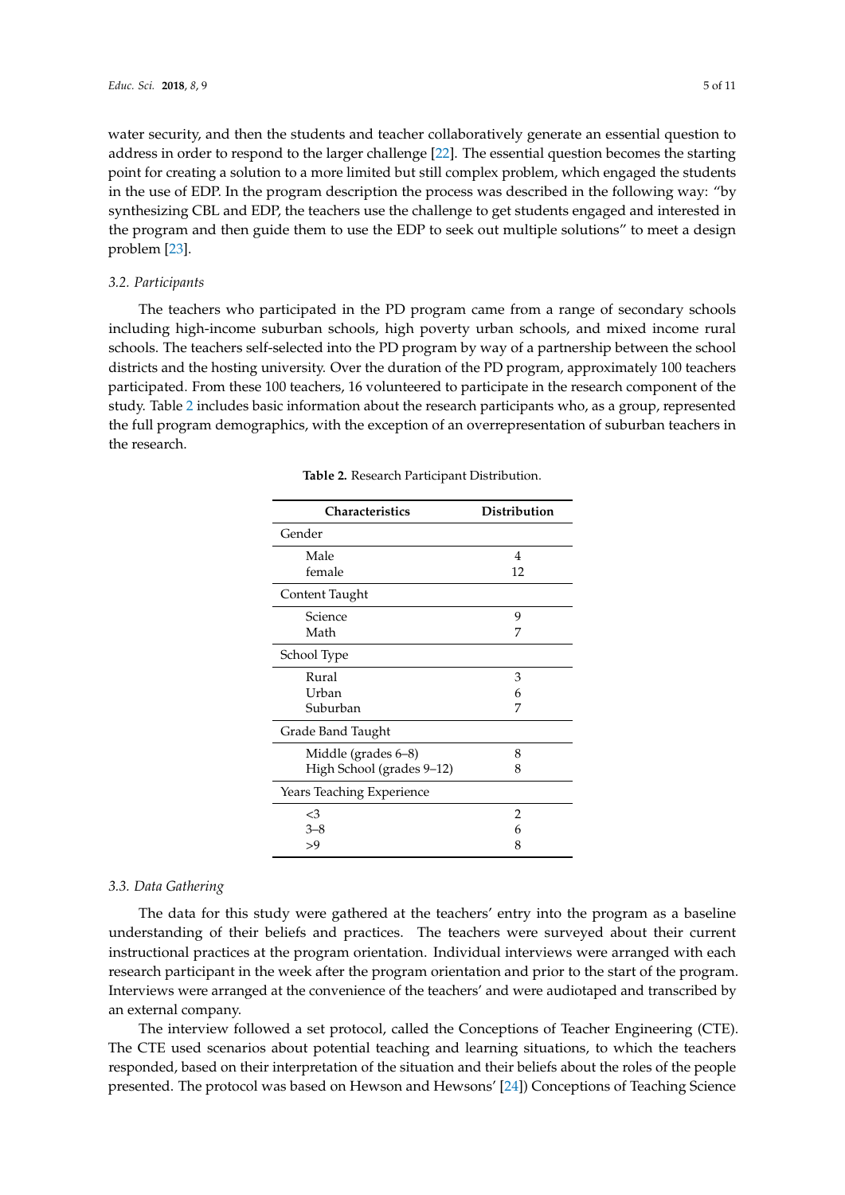water security, and then the students and teacher collaboratively generate an essential question to address in order to respond to the larger challenge [22]. The essential question becomes the starting point for creating a solution to a more limited but still complex problem, which engaged the students in the use of EDP. In the program description the process was described in the following way: "by synthesizing CBL and EDP, the teachers use the challenge to get students engaged and interested in the program and then guide them to use the EDP to seek out multiple solutions" to meet a design problem [23].

### *3.2. Participants*

The teachers who participated in the PD program came from a range of secondary schools including high-income suburban schools, high poverty urban schools, and mixed income rural schools. The teachers self-selected into the PD program by way of a partnership between the school districts and the hosting university. Over the duration of the PD program, approximately 100 teachers participated. From these 100 teachers, 16 volunteered to participate in the research component of the study. Table 2 includes basic information about the research participants who, as a group, represented the full program demographics, with the exception of an overrepresentation of suburban teachers in the research.

**Table 2.** Research Participant Distribution.

| Characteristics | Distribution |
|---|---|
| Gender | |
| Male | 4 |
| female | 12 |
| Content Taught | |
| Science | 9 |
| Math | 7 |
| School Type | |
| Rural | 3 |
| Urban | 6 |
| Suburban | 7 |
| Grade Band Taught | |
| Middle (grades 6–8) | 8 |
| High School (grades 9–12) | 8 |
| Years Teaching Experience | |
| <3 | 2 |
| 3–8 | 6 |
| >9 | 8 |

### *3.3. Data Gathering*

The data for this study were gathered at the teachers' entry into the program as a baseline understanding of their beliefs and practices. The teachers were surveyed about their current instructional practices at the program orientation. Individual interviews were arranged with each research participant in the week after the program orientation and prior to the start of the program. Interviews were arranged at the convenience of the teachers' and were audiotaped and transcribed by an external company.

The interview followed a set protocol, called the Conceptions of Teacher Engineering (CTE). The CTE used scenarios about potential teaching and learning situations, to which the teachers responded, based on their interpretation of the situation and their beliefs about the roles of the people presented. The protocol was based on Hewson and Hewsons' [24]) Conceptions of Teaching Science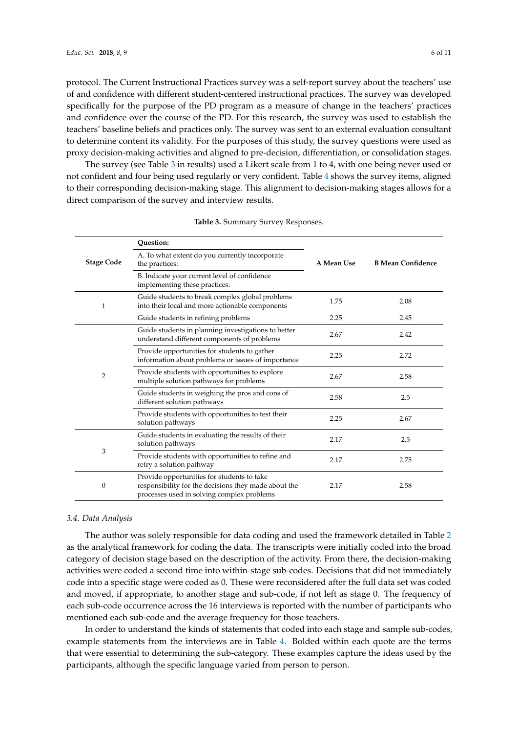protocol. The Current Instructional Practices survey was a self-report survey about the teachers' use of and confidence with different student-centered instructional practices. The survey was developed specifically for the purpose of the PD program as a measure of change in the teachers' practices and confidence over the course of the PD. For this research, the survey was used to establish the teachers' baseline beliefs and practices only. The survey was sent to an external evaluation consultant to determine content its validity. For the purposes of this study, the survey questions were used as proxy decision-making activities and aligned to pre-decision, differentiation, or consolidation stages.

The survey (see Table 3 in results) used a Likert scale from 1 to 4, with one being never used or not confident and four being used regularly or very confident. Table 4 shows the survey items, aligned to their corresponding decision-making stage. This alignment to decision-making stages allows for a direct comparison of the survey and interview results.

**Table 3.** Summary Survey Responses.

| Stage Code | Question: A. To what extent do you currently incorporate the practices: B. Indicate your current level of confidence implementing these practices: | A Mean Use | B Mean Confidence |
|---|---|---|---|
| 1 | Guide students to break complex global problems into their local and more actionable components | 1.75 | 2.08 |
| | Guide students in refining problems | 2.25 | 2.45 |
| 2 | Guide students in planning investigations to better understand different components of problems | 2.67 | 2.42 |
| | Provide opportunities for students to gather information about problems or issues of importance | 2.25 | 2.72 |
| | Provide students with opportunities to explore multiple solution pathways for problems | 2.67 | 2.58 |
| | Guide students in weighing the pros and cons of different solution pathways | 2.58 | 2.5 |
| | Provide students with opportunities to test their solution pathways | 2.25 | 2.67 |
| 3 | Guide students in evaluating the results of their solution pathways | 2.17 | 2.5 |
| | Provide students with opportunities to refine and retry a solution pathway | 2.17 | 2.75 |
| 0 | Provide opportunities for students to take responsibility for the decisions they made about the processes used in solving complex problems | 2.17 | 2.58 |

### 3.4. Data Analysis

The author was solely responsible for data coding and used the framework detailed in Table 2 as the analytical framework for coding the data. The transcripts were initially coded into the broad category of decision stage based on the description of the activity. From there, the decision-making activities were coded a second time into within-stage sub-codes. Decisions that did not immediately code into a specific stage were coded as 0. These were reconsidered after the full data set was coded and moved, if appropriate, to another stage and sub-code, if not left as stage 0. The frequency of each sub-code occurrence across the 16 interviews is reported with the number of participants who mentioned each sub-code and the average frequency for those teachers.

In order to understand the kinds of statements that coded into each stage and sample sub-codes, example statements from the interviews are in Table 4. Bolded within each quote are the terms that were essential to determining the sub-category. These examples capture the ideas used by the participants, although the specific language varied from person to person.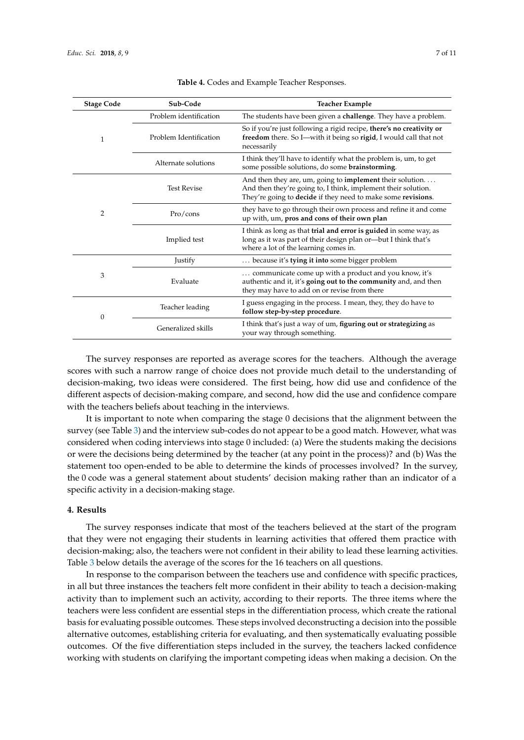**Table 4.** Codes and Example Teacher Responses.

| Stage Code | Sub-Code | Teacher Example |
|---|---|---|
| 1 | Problem identification | The students have been given a **challenge**. They have a problem. |
| | Problem Identification | So if you're just following a rigid recipe, **there's no creativity or freedom** there. So I—with it being so **rigid**, I would call that not necessarily |
| | Alternate solutions | I think they'll have to identify what the problem is, um, to get some possible solutions, do some **brainstorming**. |
| 2 | Test Revise | And then they are, um, going to **implement** their solution. . . . And then they're going to, I think, implement their solution. They're going to **decide** if they need to make some **revisions**. |
| | Pro/cons | they have to go through their own process and refine it and come up with, um, **pros and cons of their own plan** |
| | Implied test | I think as long as that **trial and error is guided** in some way, as long as it was part of their design plan or—but I think that's where a lot of the learning comes in. |
| 3 | Justify | . . . because it's **tying it into** some bigger problem |
| | Evaluate | . . . communicate come up with a product and you know, it's authentic and it, it's **going out to the community** and, and then they may have to add on or revise from there |
| 0 | Teacher leading | I guess engaging in the process. I mean, they, they do have to **follow step-by-step procedure**. |
| | Generalized skills | I think that's just a way of um, **figuring out or strategizing** as your way through something. |

The survey responses are reported as average scores for the teachers. Although the average scores with such a narrow range of choice does not provide much detail to the understanding of decision-making, two ideas were considered. The first being, how did use and confidence of the different aspects of decision-making compare, and second, how did the use and confidence compare with the teachers beliefs about teaching in the interviews.

It is important to note when comparing the stage 0 decisions that the alignment between the survey (see Table 3) and the interview sub-codes do not appear to be a good match. However, what was considered when coding interviews into stage 0 included: (a) Were the students making the decisions or were the decisions being determined by the teacher (at any point in the process)? and (b) Was the statement too open-ended to be able to determine the kinds of processes involved? In the survey, the 0 code was a general statement about students' decision making rather than an indicator of a specific activity in a decision-making stage.

## 4. Results

The survey responses indicate that most of the teachers believed at the start of the program that they were not engaging their students in learning activities that offered them practice with decision-making; also, the teachers were not confident in their ability to lead these learning activities. Table 3 below details the average of the scores for the 16 teachers on all questions.

In response to the comparison between the teachers use and confidence with specific practices, in all but three instances the teachers felt more confident in their ability to teach a decision-making activity than to implement such an activity, according to their reports. The three items where the teachers were less confident are essential steps in the differentiation process, which create the rational basis for evaluating possible outcomes. These steps involved deconstructing a decision into the possible alternative outcomes, establishing criteria for evaluating, and then systematically evaluating possible outcomes. Of the five differentiation steps included in the survey, the teachers lacked confidence working with students on clarifying the important competing ideas when making a decision. On the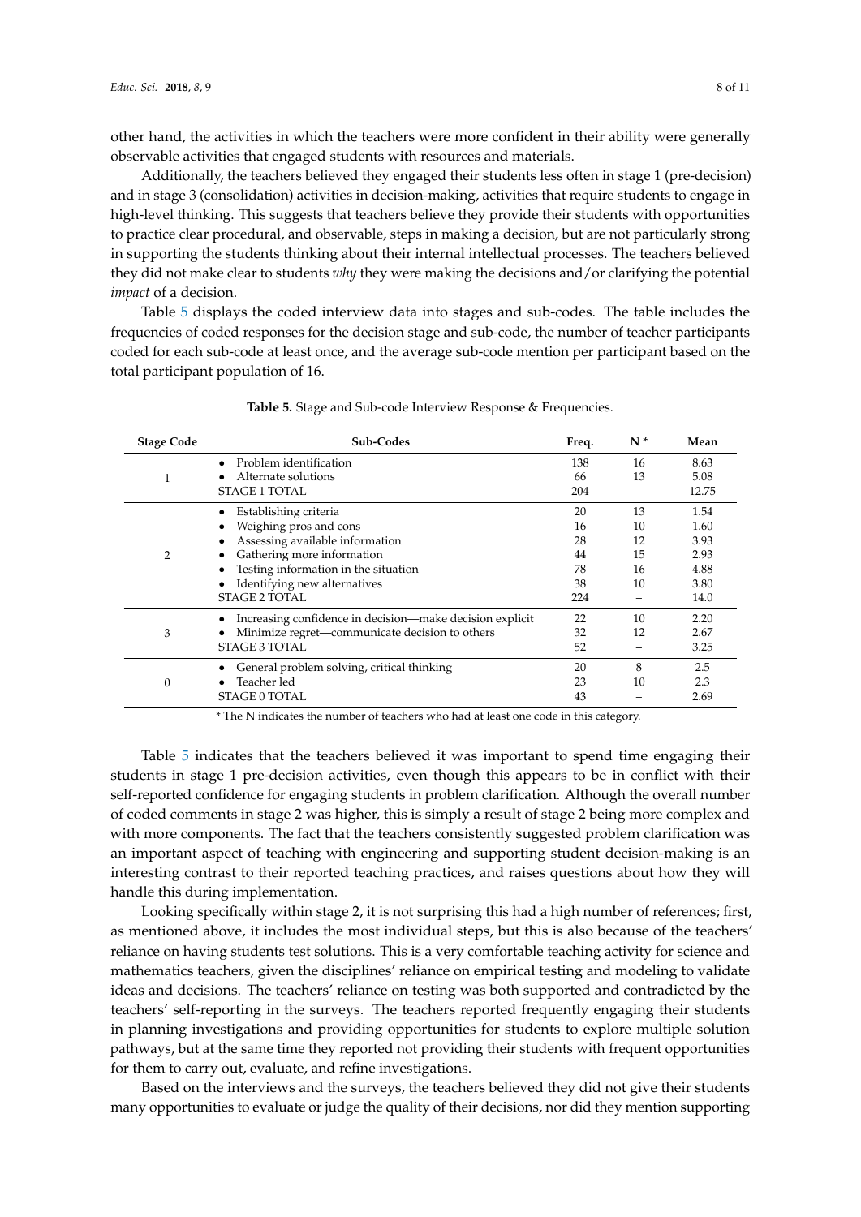other hand, the activities in which the teachers were more confident in their ability were generally observable activities that engaged students with resources and materials.

Additionally, the teachers believed they engaged their students less often in stage 1 (pre-decision) and in stage 3 (consolidation) activities in decision-making, activities that require students to engage in high-level thinking. This suggests that teachers believe they provide their students with opportunities to practice clear procedural, and observable, steps in making a decision, but are not particularly strong in supporting the students thinking about their internal intellectual processes. The teachers believed they did not make clear to students *why* they were making the decisions and/or clarifying the potential *impact* of a decision.

Table 5 displays the coded interview data into stages and sub-codes. The table includes the frequencies of coded responses for the decision stage and sub-code, the number of teacher participants coded for each sub-code at least once, and the average sub-code mention per participant based on the total participant population of 16.

**Table 5.** Stage and Sub-code Interview Response & Frequencies.

| Stage Code | Sub-Codes | Freq. | N * | Mean |
|---|---|---|---|---|
| 1 | • Problem identification | 138 | 16 | 8.63 |
| | • Alternate solutions | 66 | 13 | 5.08 |
| | STAGE 1 TOTAL | 204 | – | 12.75 |
| 2 | • Establishing criteria | 20 | 13 | 1.54 |
| | • Weighing pros and cons | 16 | 10 | 1.60 |
| | • Assessing available information | 28 | 12 | 3.93 |
| | • Gathering more information | 44 | 15 | 2.93 |
| | • Testing information in the situation | 78 | 16 | 4.88 |
| | • Identifying new alternatives | 38 | 10 | 3.80 |
| | STAGE 2 TOTAL | 224 | – | 14.0 |
| 3 | • Increasing confidence in decision—make decision explicit | 22 | 10 | 2.20 |
| | • Minimize regret—communicate decision to others | 32 | 12 | 2.67 |
| | STAGE 3 TOTAL | 52 | – | 3.25 |
| 0 | • General problem solving, critical thinking | 20 | 8 | 2.5 |
| | • Teacher led | 23 | 10 | 2.3 |
| | STAGE 0 TOTAL | 43 | – | 2.69 |

\* The N indicates the number of teachers who had at least one code in this category.

Table 5 indicates that the teachers believed it was important to spend time engaging their students in stage 1 pre-decision activities, even though this appears to be in conflict with their self-reported confidence for engaging students in problem clarification. Although the overall number of coded comments in stage 2 was higher, this is simply a result of stage 2 being more complex and with more components. The fact that the teachers consistently suggested problem clarification was an important aspect of teaching with engineering and supporting student decision-making is an interesting contrast to their reported teaching practices, and raises questions about how they will handle this during implementation.

Looking specifically within stage 2, it is not surprising this had a high number of references; first, as mentioned above, it includes the most individual steps, but this is also because of the teachers' reliance on having students test solutions. This is a very comfortable teaching activity for science and mathematics teachers, given the disciplines' reliance on empirical testing and modeling to validate ideas and decisions. The teachers' reliance on testing was both supported and contradicted by the teachers' self-reporting in the surveys. The teachers reported frequently engaging their students in planning investigations and providing opportunities for students to explore multiple solution pathways, but at the same time they reported not providing their students with frequent opportunities for them to carry out, evaluate, and refine investigations.

Based on the interviews and the surveys, the teachers believed they did not give their students many opportunities to evaluate or judge the quality of their decisions, nor did they mention supporting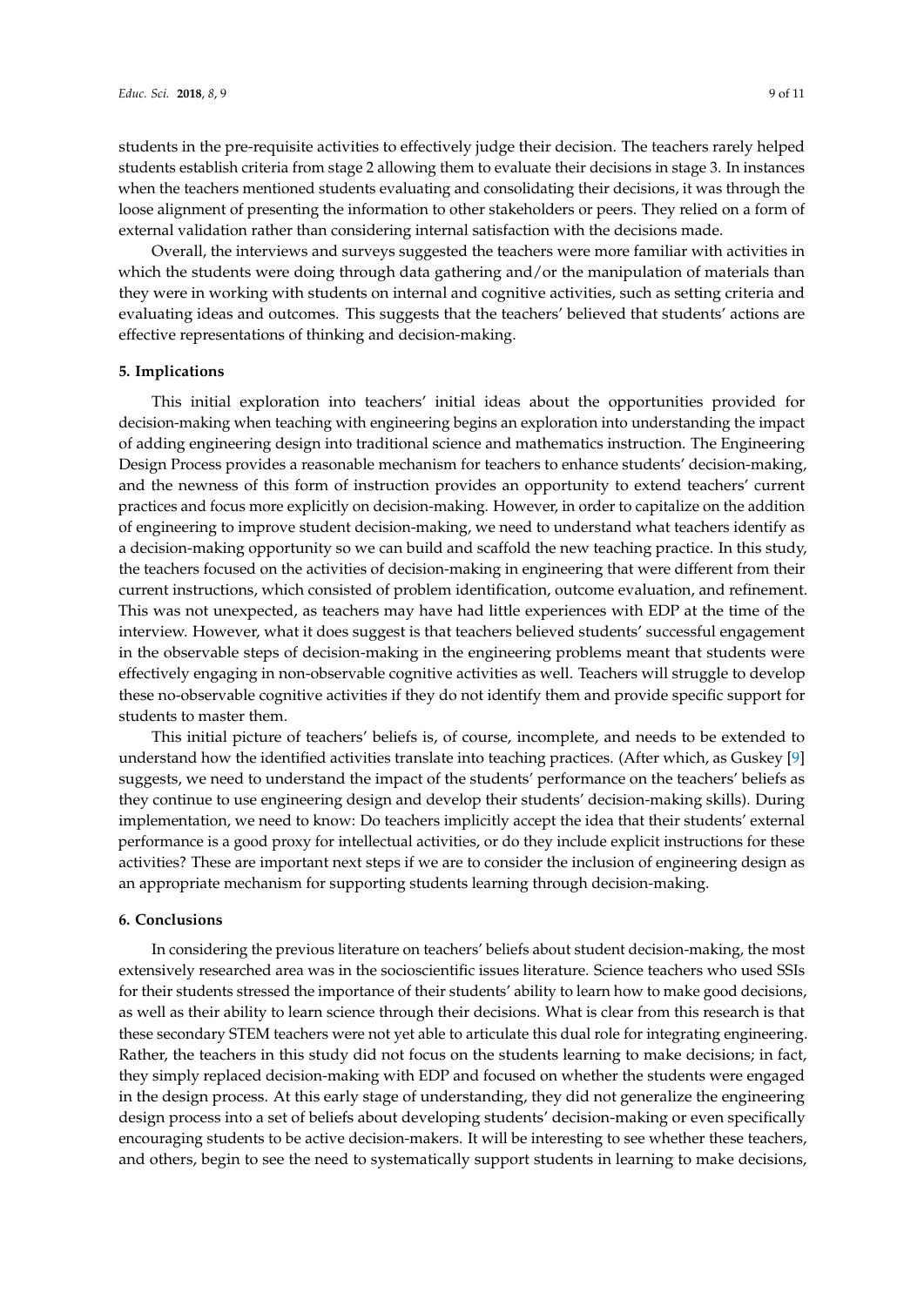students in the pre-requisite activities to effectively judge their decision. The teachers rarely helped students establish criteria from stage 2 allowing them to evaluate their decisions in stage 3. In instances when the teachers mentioned students evaluating and consolidating their decisions, it was through the loose alignment of presenting the information to other stakeholders or peers. They relied on a form of external validation rather than considering internal satisfaction with the decisions made.

Overall, the interviews and surveys suggested the teachers were more familiar with activities in which the students were doing through data gathering and/or the manipulation of materials than they were in working with students on internal and cognitive activities, such as setting criteria and evaluating ideas and outcomes. This suggests that the teachers' believed that students' actions are effective representations of thinking and decision-making.

## 5. Implications

This initial exploration into teachers' initial ideas about the opportunities provided for decision-making when teaching with engineering begins an exploration into understanding the impact of adding engineering design into traditional science and mathematics instruction. The Engineering Design Process provides a reasonable mechanism for teachers to enhance students' decision-making, and the newness of this form of instruction provides an opportunity to extend teachers' current practices and focus more explicitly on decision-making. However, in order to capitalize on the addition of engineering to improve student decision-making, we need to understand what teachers identify as a decision-making opportunity so we can build and scaffold the new teaching practice. In this study, the teachers focused on the activities of decision-making in engineering that were different from their current instructions, which consisted of problem identification, outcome evaluation, and refinement. This was not unexpected, as teachers may have had little experiences with EDP at the time of the interview. However, what it does suggest is that teachers believed students' successful engagement in the observable steps of decision-making in the engineering problems meant that students were effectively engaging in non-observable cognitive activities as well. Teachers will struggle to develop these no-observable cognitive activities if they do not identify them and provide specific support for students to master them.

This initial picture of teachers' beliefs is, of course, incomplete, and needs to be extended to understand how the identified activities translate into teaching practices. (After which, as Guskey [9] suggests, we need to understand the impact of the students' performance on the teachers' beliefs as they continue to use engineering design and develop their students' decision-making skills). During implementation, we need to know: Do teachers implicitly accept the idea that their students' external performance is a good proxy for intellectual activities, or do they include explicit instructions for these activities? These are important next steps if we are to consider the inclusion of engineering design as an appropriate mechanism for supporting students learning through decision-making.

## 6. Conclusions

In considering the previous literature on teachers' beliefs about student decision-making, the most extensively researched area was in the socioscientific issues literature. Science teachers who used SSIs for their students stressed the importance of their students' ability to learn how to make good decisions, as well as their ability to learn science through their decisions. What is clear from this research is that these secondary STEM teachers were not yet able to articulate this dual role for integrating engineering. Rather, the teachers in this study did not focus on the students learning to make decisions; in fact, they simply replaced decision-making with EDP and focused on whether the students were engaged in the design process. At this early stage of understanding, they did not generalize the engineering design process into a set of beliefs about developing students' decision-making or even specifically encouraging students to be active decision-makers. It will be interesting to see whether these teachers, and others, begin to see the need to systematically support students in learning to make decisions,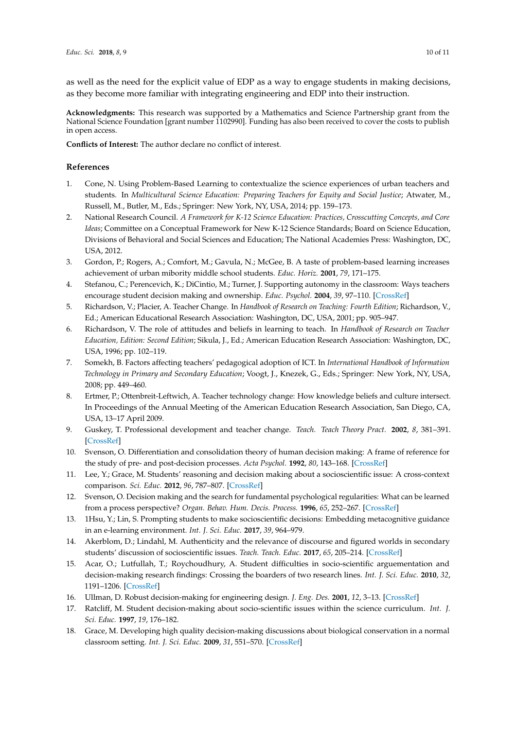as well as the need for the explicit value of EDP as a way to engage students in making decisions, as they become more familiar with integrating engineering and EDP into their instruction.

**Acknowledgments:** This research was supported by a Mathematics and Science Partnership grant from the National Science Foundation [grant number 1102990]. Funding has also been received to cover the costs to publish in open access.

**Conflicts of Interest:** The author declare no conflict of interest.

## References

1. Cone, N. Using Problem-Based Learning to contextualize the science experiences of urban teachers and students. In *Multicultural Science Education: Preparing Teachers for Equity and Social Justice*; Atwater, M., Russell, M., Butler, M., Eds.; Springer: New York, NY, USA, 2014; pp. 159–173.
2. National Research Council. *A Framework for K-12 Science Education: Practices, Crosscutting Concepts, and Core Ideas*; Committee on a Conceptual Framework for New K-12 Science Standards; Board on Science Education, Divisions of Behavioral and Social Sciences and Education; The National Academies Press: Washington, DC, USA, 2012.
3. Gordon, P.; Rogers, A.; Comfort, M.; Gavula, N.; McGee, B. A taste of problem-based learning increases achievement of urban mibority middle school students. *Educ. Horiz.* **2001**, *79*, 171–175.
4. Stefanou, C.; Perencevich, K.; DiCintio, M.; Turner, J. Supporting autonomy in the classroom: Ways teachers encourage student decision making and ownership. *Educ. Psychol.* **2004**, *39*, 97–110. [CrossRef]
5. Richardson, V.; Placier, A. Teacher Change. In *Handbook of Research on Teaching: Fourth Edition*; Richardson, V., Ed.; American Educational Research Association: Washington, DC, USA, 2001; pp. 905–947.
6. Richardson, V. The role of attitudes and beliefs in learning to teach. In *Handbook of Research on Teacher Education, Edition: Second Edition*; Sikula, J., Ed.; American Education Research Association: Washington, DC, USA, 1996; pp. 102–119.
7. Somekh, B. Factors affecting teachers' pedagogical adoption of ICT. In *International Handbook of Information Technology in Primary and Secondary Education*; Voogt, J., Knezek, G., Eds.; Springer: New York, NY, USA, 2008; pp. 449–460.
8. Ertmer, P.; Ottenbreit-Leftwich, A. Teacher technology change: How knowledge beliefs and culture intersect. In Proceedings of the Annual Meeting of the American Education Research Association, San Diego, CA, USA, 13–17 April 2009.
9. Guskey, T. Professional development and teacher change. *Teach. Teach Theory Pract.* **2002**, *8*, 381–391. [CrossRef]
10. Svenson, O. Differentiation and consolidation theory of human decision making: A frame of reference for the study of pre- and post-decision processes. *Acta Psychol.* **1992**, *80*, 143–168. [CrossRef]
11. Lee, Y.; Grace, M. Students' reasoning and decision making about a socioscientific issue: A cross-context comparison. *Sci. Educ.* **2012**, *96*, 787–807. [CrossRef]
12. Svenson, O. Decision making and the search for fundamental psychological regularities: What can be learned from a process perspective? *Organ. Behav. Hum. Decis. Process.* **1996**, *65*, 252–267. [CrossRef]
13. 1Hsu, Y.; Lin, S. Prompting students to make socioscientific decisions: Embedding metacognitive guidance in an e-learning environment. *Int. J. Sci. Educ.* **2017**, *39*, 964–979.
14. Akerblom, D.; Lindahl, M. Authenticity and the relevance of discourse and figured worlds in secondary students' discussion of socioscientific issues. *Teach. Teach. Educ.* **2017**, *65*, 205–214. [CrossRef]
15. Acar, O.; Lutfullah, T.; Roychoudhury, A. Student difficulties in socio-scientific arguementation and decision-making research findings: Crossing the boarders of two research lines. *Int. J. Sci. Educ.* **2010**, *32*, 1191–1206. [CrossRef]
16. Ullman, D. Robust decision-making for engineering design. *J. Eng. Des.* **2001**, *12*, 3–13. [CrossRef]
17. Ratcliff, M. Student decision-making about socio-scientific issues within the science curriculum. *Int. J. Sci. Educ.* **1997**, *19*, 176–182.
18. Grace, M. Developing high quality decision-making discussions about biological conservation in a normal classroom setting. *Int. J. Sci. Educ.* **2009**, *31*, 551–570. [CrossRef]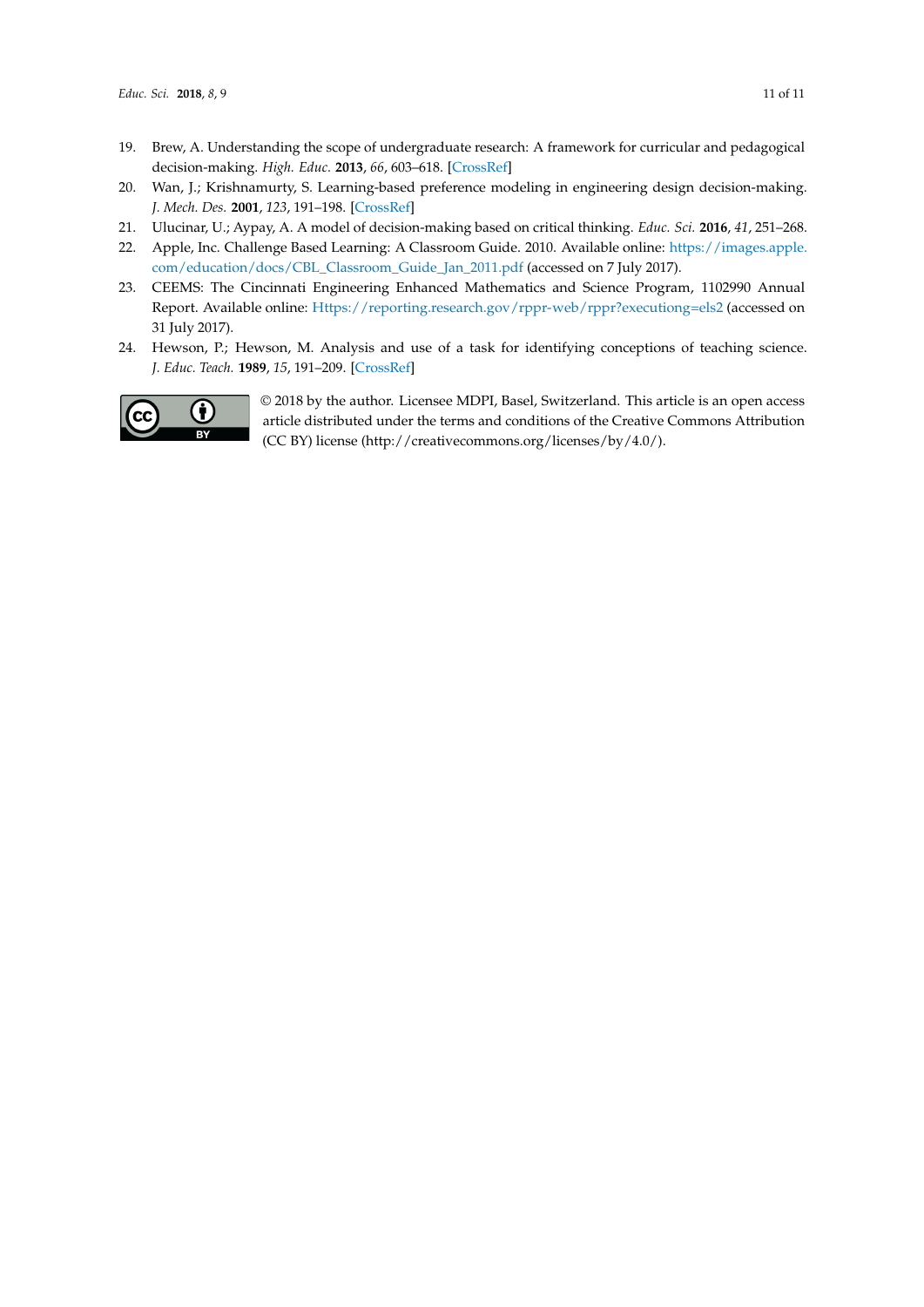19. Brew, A. Understanding the scope of undergraduate research: A framework for curricular and pedagogical decision-making. *High. Educ.* **2013**, *66*, 603–618. [CrossRef]
20. Wan, J.; Krishnamurty, S. Learning-based preference modeling in engineering design decision-making. *J. Mech. Des.* **2001**, *123*, 191–198. [CrossRef]
21. Ulucinar, U.; Aypay, A. A model of decision-making based on critical thinking. *Educ. Sci.* **2016**, *41*, 251–268.
22. Apple, Inc. Challenge Based Learning: A Classroom Guide. 2010. Available online: https://images.apple.com/education/docs/CBL_Classroom_Guide_Jan_2011.pdf (accessed on 7 July 2017).
23. CEEMS: The Cincinnati Engineering Enhanced Mathematics and Science Program, 1102990 Annual Report. Available online: Https://reporting.research.gov/rppr-web/rppr?executiong=els2 (accessed on 31 July 2017).
24. Hewson, P.; Hewson, M. Analysis and use of a task for identifying conceptions of teaching science. *J. Educ. Teach.* **1989**, *15*, 191–209. [CrossRef]

© 2018 by the author. Licensee MDPI, Basel, Switzerland. This article is an open access article distributed under the terms and conditions of the Creative Commons Attribution (CC BY) license (http://creativecommons.org/licenses/by/4.0/).